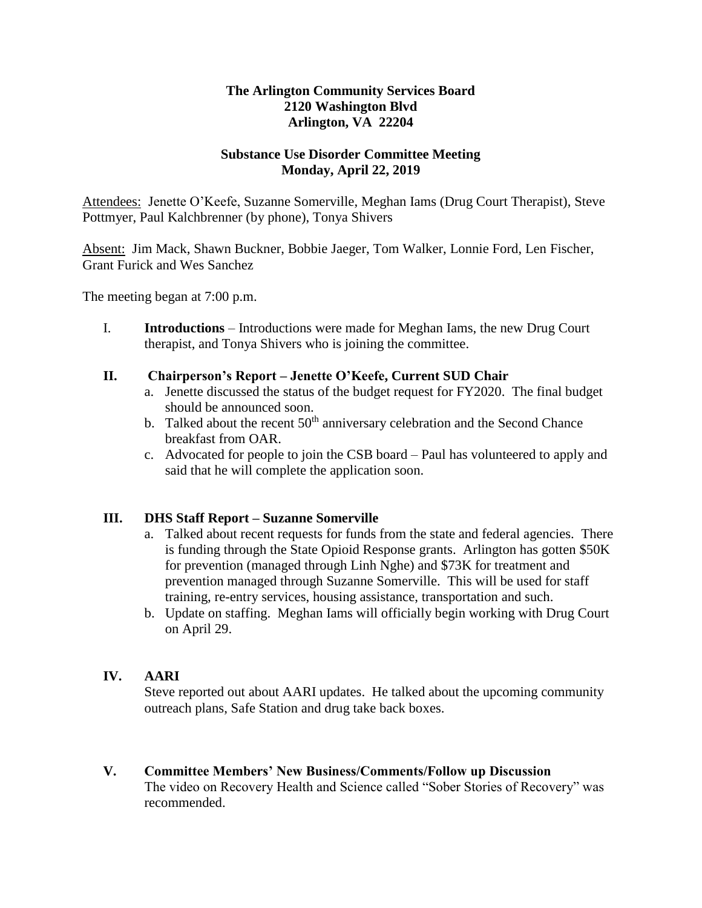**The Arlington Community Services Board**
**2120 Washington Blvd**
**Arlington, VA 22204**

**Substance Use Disorder Committee Meeting**
**Monday, April 22, 2019**

Attendees: Jenette O'Keefe, Suzanne Somerville, Meghan Iams (Drug Court Therapist), Steve Pottmyer, Paul Kalchbrenner (by phone), Tonya Shivers

Absent: Jim Mack, Shawn Buckner, Bobbie Jaeger, Tom Walker, Lonnie Ford, Len Fischer, Grant Furick and Wes Sanchez

The meeting began at 7:00 p.m.

I. **Introductions** – Introductions were made for Meghan Iams, the new Drug Court therapist, and Tonya Shivers who is joining the committee.

**II. Chairperson's Report – Jenette O'Keefe, Current SUD Chair**

a. Jenette discussed the status of the budget request for FY2020. The final budget should be announced soon.
b. Talked about the recent 50th anniversary celebration and the Second Chance breakfast from OAR.
c. Advocated for people to join the CSB board – Paul has volunteered to apply and said that he will complete the application soon.

**III. DHS Staff Report – Suzanne Somerville**

a. Talked about recent requests for funds from the state and federal agencies. There is funding through the State Opioid Response grants. Arlington has gotten $50K for prevention (managed through Linh Nghe) and $73K for treatment and prevention managed through Suzanne Somerville. This will be used for staff training, re-entry services, housing assistance, transportation and such.
b. Update on staffing. Meghan Iams will officially begin working with Drug Court on April 29.

**IV. AARI**

Steve reported out about AARI updates. He talked about the upcoming community outreach plans, Safe Station and drug take back boxes.

**V. Committee Members' New Business/Comments/Follow up Discussion**

The video on Recovery Health and Science called "Sober Stories of Recovery" was recommended.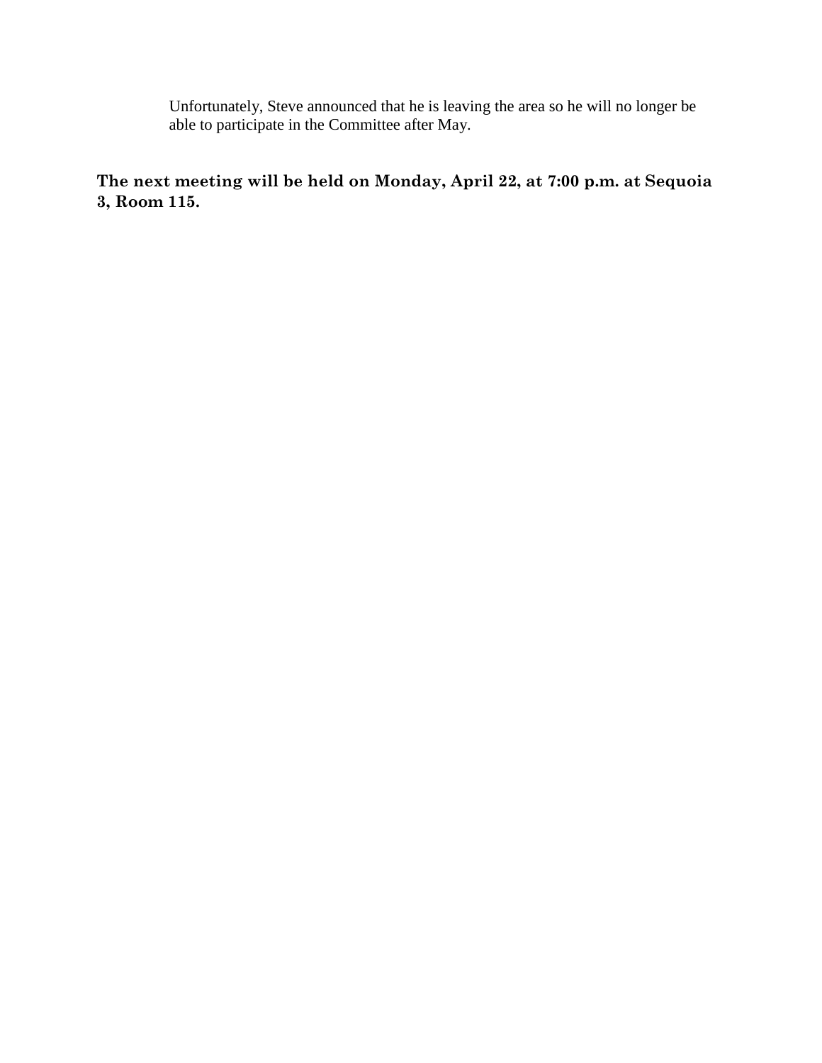Unfortunately, Steve announced that he is leaving the area so he will no longer be able to participate in the Committee after May.

**The next meeting will be held on Monday, April 22, at 7:00 p.m. at Sequoia 3, Room 115.**